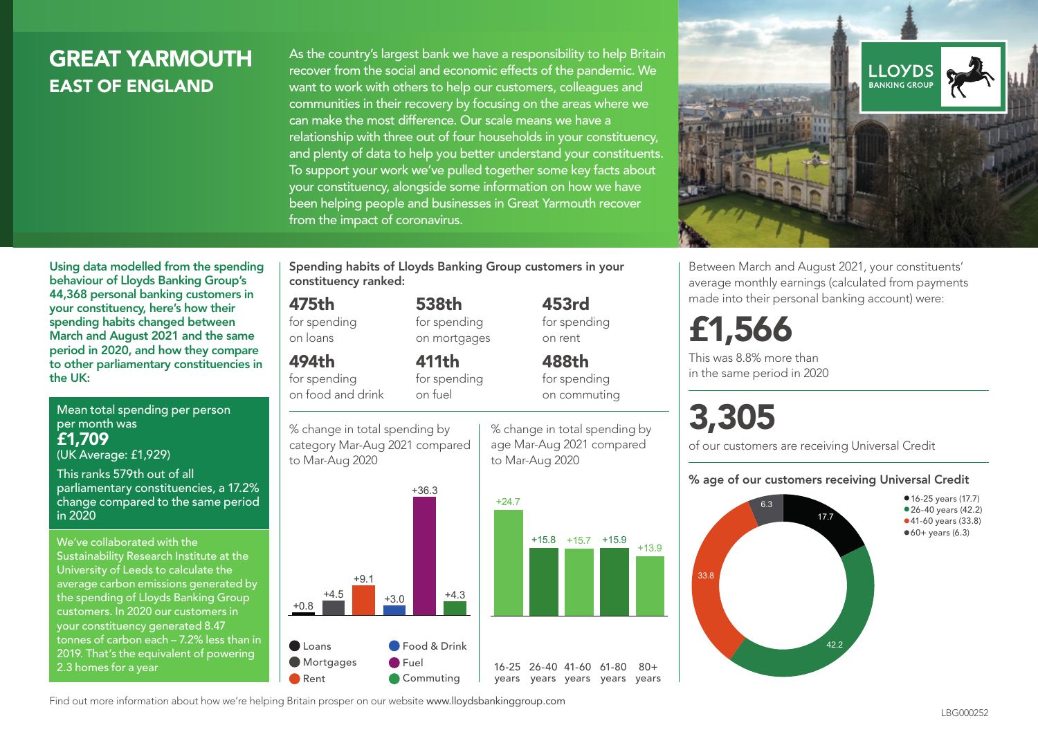# GREAT YARMOUTH

## EAST OF ENGLAND

As the country's largest bank we have a responsibility to help Britain recover from the social and economic effects of the pandemic. We want to work with others to help our customers, colleagues and communities in their recovery by focusing on the areas where we can make the most difference. Our scale means we have a relationship with three out of four households in your constituency, and plenty of data to help you better understand your constituents. To support your work we've pulled together some key facts about your constituency, alongside some information on how we have been helping people and businesses in Great Yarmouth recover from the impact of coronavirus.

LLOYDS BANKING GROUP

**Using data modelled from the spending behaviour of Lloyds Banking Group's 44,368 personal banking customers in your constituency, here's how their spending habits changed between March and August 2021 and the same period in 2020, and how they compare to other parliamentary constituencies in the UK:**

Mean total spending per person per month was
**£1,709**
(UK Average: £1,929)

This ranks 579th out of all parliamentary constituencies, a 17.2% change compared to the same period in 2020

We've collaborated with the Sustainability Research Institute at the University of Leeds to calculate the average carbon emissions generated by the spending of Lloyds Banking Group customers. In 2020 our customers in your constituency generated 8.47 tonnes of carbon each – 7.2% less than in 2019. That's the equivalent of powering 2.3 homes for a year

**Spending habits of Lloyds Banking Group customers in your constituency ranked:**

- **475th** for spending on loans
- **538th** for spending on mortgages
- **453rd** for spending on rent
- **494th** for spending on food and drink
- **411th** for spending on fuel
- **488th** for spending on commuting

% change in total spending by category Mar-Aug 2021 compared to Mar-Aug 2020

| Category | % change |
|---|---|
| Loans | +0.8 |
| Mortgages | +4.5 |
| Rent | +9.1 |
| Food & Drink | +3.0 |
| Fuel | +36.3 |
| Commuting | +4.3 |

% change in total spending by age Mar-Aug 2021 compared to Mar-Aug 2020

| Age | % change |
|---|---|
| 16-25 years | +24.7 |
| 26-40 years | +15.8 |
| 41-60 years | +15.7 |
| 61-80 years | +15.9 |
| 80+ years | +13.9 |

Between March and August 2021, your constituents' average monthly earnings (calculated from payments made into their personal banking account) were:

**£1,566**

This was 8.8% more than in the same period in 2020

**3,305**

of our customers are receiving Universal Credit

**% age of our customers receiving Universal Credit**

| Age | % |
|---|---|
| 16-25 years | 17.7 |
| 26-40 years | 42.2 |
| 41-60 years | 33.8 |
| 60+ years | 6.3 |

Find out more information about how we're helping Britain prosper on our website www.lloydsbankinggroup.com

LBG000252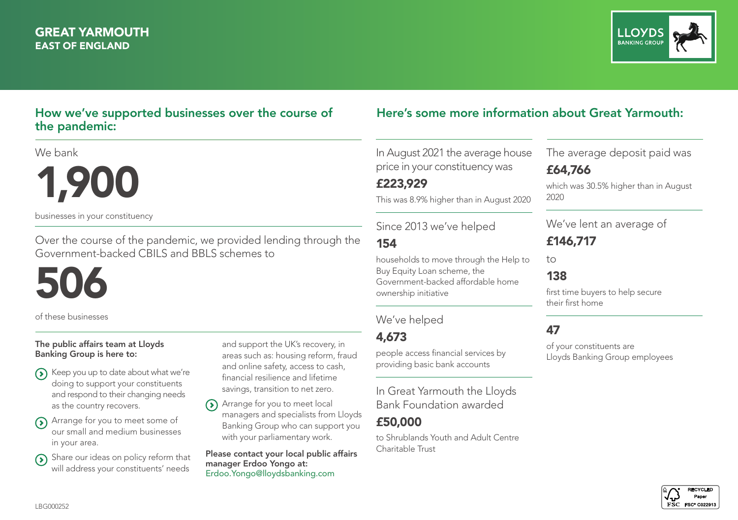# GREAT YARMOUTH
## EAST OF ENGLAND

LLOYDS BANKING GROUP

## How we've supported businesses over the course of the pandemic:

We bank

**1,900**

businesses in your constituency

Over the course of the pandemic, we provided lending through the Government-backed CBILS and BBLS schemes to

**506**

of these businesses

**The public affairs team at Lloyds Banking Group is here to:**

- Keep you up to date about what we're doing to support your constituents and respond to their changing needs as the country recovers.
- Arrange for you to meet some of our small and medium businesses in your area.
- Share our ideas on policy reform that will address your constituents' needs and support the UK's recovery, in areas such as: housing reform, fraud and online safety, access to cash, financial resilience and lifetime savings, transition to net zero.
- Arrange for you to meet local managers and specialists from Lloyds Banking Group who can support you with your parliamentary work.

**Please contact your local public affairs manager Erdoo Yongo at:**
Erdoo.Yongo@lloydsbanking.com

## Here's some more information about Great Yarmouth:

In August 2021 the average house price in your constituency was

**£223,929**

This was 8.9% higher than in August 2020

Since 2013 we've helped

**154**

households to move through the Help to Buy Equity Loan scheme, the Government-backed affordable home ownership initiative

We've helped

**4,673**

people access financial services by providing basic bank accounts

In Great Yarmouth the Lloyds Bank Foundation awarded

**£50,000**

to Shrublands Youth and Adult Centre Charitable Trust

The average deposit paid was

**£64,766**

which was 30.5% higher than in August 2020

We've lent an average of

**£146,717**

to

**138**

first time buyers to help secure their first home

**47**

of your constituents are Lloyds Banking Group employees

LBG000252

RECYCLED Paper FSC® C022913